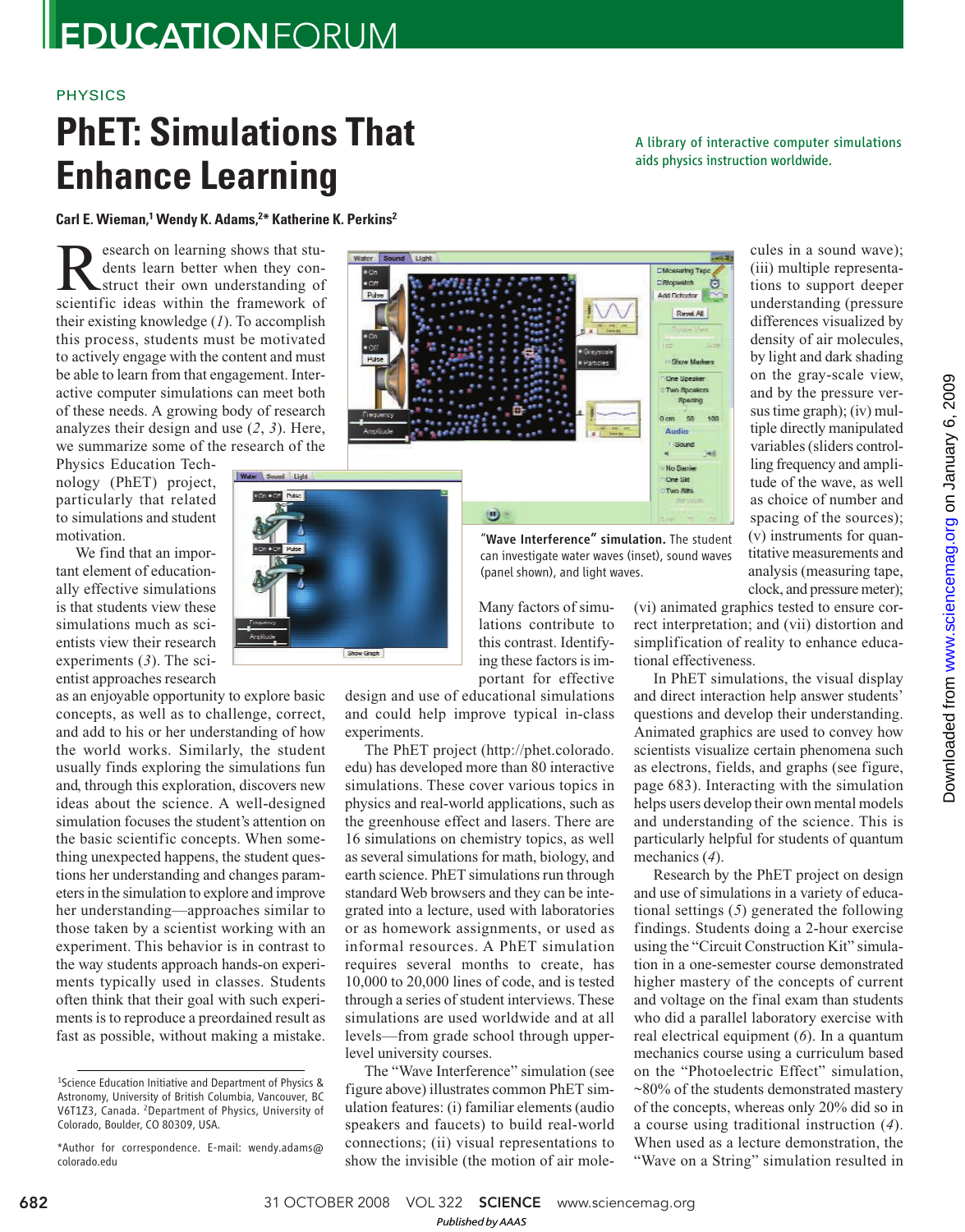# PhET: Simulations That Enhance Learning

A library of interactive computer simulations aids physics instruction worldwide.

**Carl E. Wieman,[1] Wendy K. Adams,[2]* Katherine K. Perkins[2]**

Research on learning shows that students learn better when they construct their own understanding of scientific ideas within the framework of their existing knowledge (*1*). To accomplish this process, students must be motivated to actively engage with the content and must be able to learn from that engagement. Interactive computer simulations can meet both of these needs. A growing body of research analyzes their design and use (*2*, *3*). Here, we summarize some of the research of the Physics Education Technology (PhET) project, particularly that related to simulations and student motivation.

We find that an important element of educationally effective simulations is that students view these simulations much as scientists view their research experiments (*3*). The scientist approaches research as an enjoyable opportunity to explore basic concepts, as well as to challenge, correct, and add to his or her understanding of how the world works. Similarly, the student usually finds exploring the simulations fun and, through this exploration, discovers new ideas about the science. A well-designed simulation focuses the student's attention on the basic scientific concepts. When something unexpected happens, the student questions her understanding and changes parameters in the simulation to explore and improve her understanding—approaches similar to those taken by a scientist working with an experiment. This behavior is in contrast to the way students approach hands-on experiments typically used in classes. Students often think that their goal with such experiments is to reproduce a preordained result as fast as possible, without making a mistake.

**"Wave Interference" simulation.** The student can investigate water waves (inset), sound waves (panel shown), and light waves.

Many factors of simulations contribute to this contrast. Identifying these factors is important for effective design and use of educational simulations and could help improve typical in-class experiments.

The PhET project (http://phet.colorado.edu) has developed more than 80 interactive simulations. These cover various topics in physics and real-world applications, such as the greenhouse effect and lasers. There are 16 simulations on chemistry topics, as well as several simulations for math, biology, and earth science. PhET simulations run through standard Web browsers and they can be integrated into a lecture, used with laboratories or as homework assignments, or used as informal resources. A PhET simulation requires several months to create, has 10,000 to 20,000 lines of code, and is tested through a series of student interviews. These simulations are used worldwide and at all levels—from grade school through upper-level university courses.

The "Wave Interference" simulation (see figure above) illustrates common PhET simulation features: (i) familiar elements (audio speakers and faucets) to build real-world connections; (ii) visual representations to show the invisible (the motion of air molecules in a sound wave); (iii) multiple representations to support deeper understanding (pressure differences visualized by density of air molecules, by light and dark shading on the gray-scale view, and by the pressure versus time graph); (iv) multiple directly manipulated variables (sliders controlling frequency and amplitude of the wave, as well as choice of number and spacing of the sources); (v) instruments for quantitative measurements and analysis (measuring tape, clock, and pressure meter); (vi) animated graphics tested to ensure correct interpretation; and (vii) distortion and simplification of reality to enhance educational effectiveness.

In PhET simulations, the visual display and direct interaction help answer students' questions and develop their understanding. Animated graphics are used to convey how scientists visualize certain phenomena such as electrons, fields, and graphs (see figure, page 683). Interacting with the simulation helps users develop their own mental models and understanding of the science. This is particularly helpful for students of quantum mechanics (*4*).

Research by the PhET project on design and use of simulations in a variety of educational settings (*5*) generated the following findings. Students doing a 2-hour exercise using the "Circuit Construction Kit" simulation in a one-semester course demonstrated higher mastery of the concepts of current and voltage on the final exam than students who did a parallel laboratory exercise with real electrical equipment (*6*). In a quantum mechanics course using a curriculum based on the "Photoelectric Effect" simulation, ~80% of the students demonstrated mastery of the concepts, whereas only 20% did so in a course using traditional instruction (*4*). When used as a lecture demonstration, the "Wave on a String" simulation resulted in

---

[1]Science Education Initiative and Department of Physics & Astronomy, University of British Columbia, Vancouver, BC V6T1Z3, Canada. [2]Department of Physics, University of Colorado, Boulder, CO 80309, USA.

*Author for correspondence. E-mail: wendy.adams@colorado.edu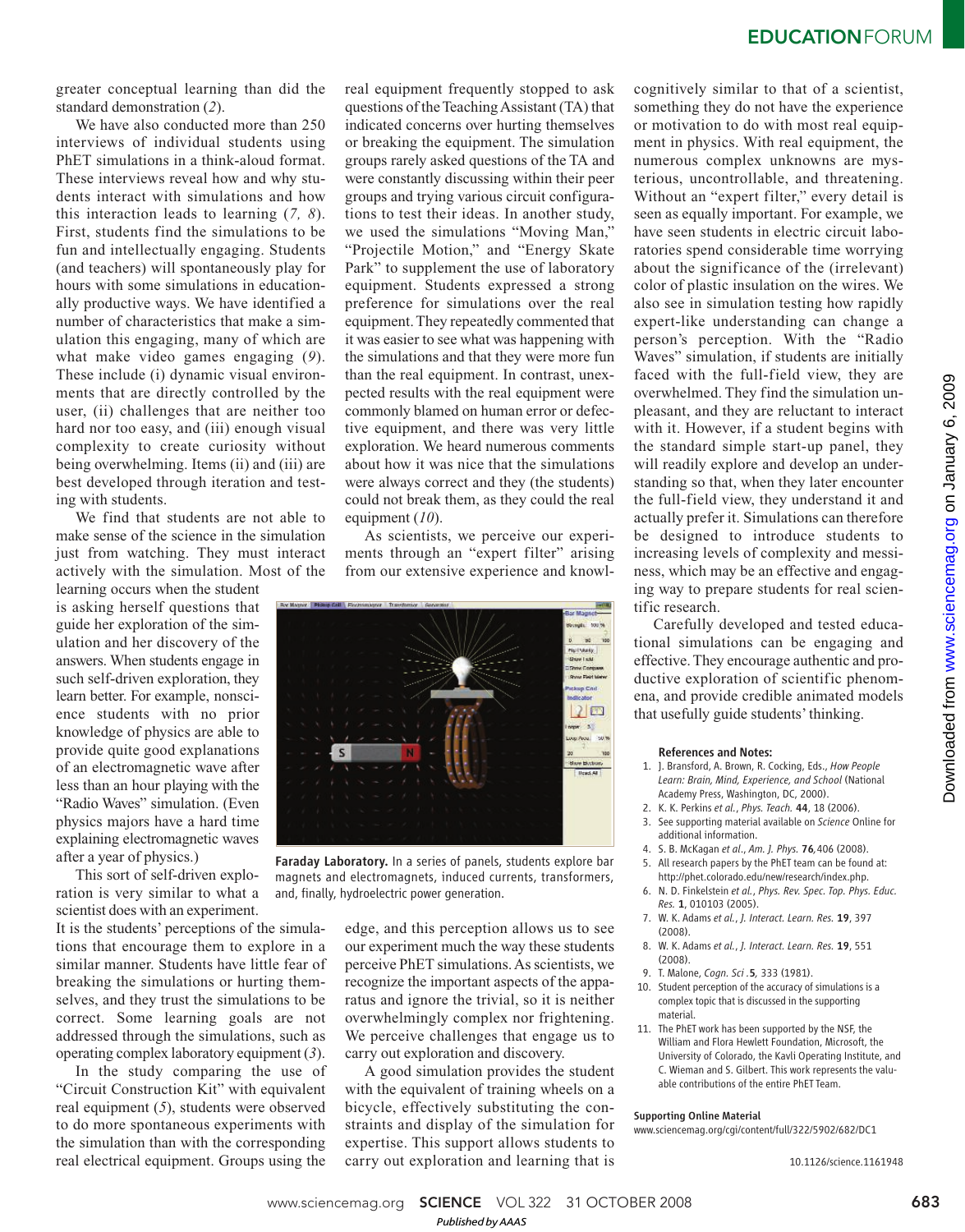greater conceptual learning than did the standard demonstration (2).

We have also conducted more than 250 interviews of individual students using PhET simulations in a think-aloud format. These interviews reveal how and why students interact with simulations and how this interaction leads to learning (7, 8). First, students find the simulations to be fun and intellectually engaging. Students (and teachers) will spontaneously play for hours with some simulations in educationally productive ways. We have identified a number of characteristics that make a simulation this engaging, many of which are what make video games engaging (9). These include (i) dynamic visual environments that are directly controlled by the user, (ii) challenges that are neither too hard nor too easy, and (iii) enough visual complexity to create curiosity without being overwhelming. Items (ii) and (iii) are best developed through iteration and testing with students.

We find that students are not able to make sense of the science in the simulation just from watching. They must interact actively with the simulation. Most of the learning occurs when the student is asking herself questions that guide her exploration of the simulation and her discovery of the answers. When students engage in such self-driven exploration, they learn better. For example, nonscience students with no prior knowledge of physics are able to provide quite good explanations of an electromagnetic wave after less than an hour playing with the "Radio Waves" simulation. (Even physics majors have a hard time explaining electromagnetic waves after a year of physics.)

This sort of self-driven exploration is very similar to what a scientist does with an experiment. It is the students' perceptions of the simulations that encourage them to explore in a similar manner. Students have little fear of breaking the simulations or hurting themselves, and they trust the simulations to be correct. Some learning goals are not addressed through the simulations, such as operating complex laboratory equipment (3).

In the study comparing the use of "Circuit Construction Kit" with equivalent real equipment (5), students were observed to do more spontaneous experiments with the simulation than with the corresponding real electrical equipment. Groups using the real equipment frequently stopped to ask questions of the Teaching Assistant (TA) that indicated concerns over hurting themselves or breaking the equipment. The simulation groups rarely asked questions of the TA and were constantly discussing within their peer groups and trying various circuit configurations to test their ideas. In another study, we used the simulations "Moving Man," "Projectile Motion," and "Energy Skate Park" to supplement the use of laboratory equipment. Students expressed a strong preference for simulations over the real equipment. They repeatedly commented that it was easier to see what was happening with the simulations and that they were more fun than the real equipment. In contrast, unexpected results with the real equipment were commonly blamed on human error or defective equipment, and there was very little exploration. We heard numerous comments about how it was nice that the simulations were always correct and they (the students) could not break them, as they could the real equipment (10).

As scientists, we perceive our experiments through an "expert filter" arising from our extensive experience and knowledge, and this perception allows us to see our experiment much the way these students perceive PhET simulations. As scientists, we recognize the important aspects of the apparatus and ignore the trivial, so it is neither overwhelmingly complex nor frightening. We perceive challenges that engage us to carry out exploration and discovery.

A good simulation provides the student with the equivalent of training wheels on a bicycle, effectively substituting the constraints and display of the simulation for expertise. This support allows students to carry out exploration and learning that is cognitively similar to that of a scientist, something they do not have the experience or motivation to do with most real equipment in physics. With real equipment, the numerous complex unknowns are mysterious, uncontrollable, and threatening. Without an "expert filter," every detail is seen as equally important. For example, we have seen students in electric circuit laboratories spend considerable time worrying about the significance of the (irrelevant) color of plastic insulation on the wires. We also see in simulation testing how rapidly expert-like understanding can change a person's perception. With the "Radio Waves" simulation, if students are initially faced with the full-field view, they are overwhelmed. They find the simulation unpleasant, and they are reluctant to interact with it. However, if a student begins with the standard simple start-up panel, they will readily explore and develop an understanding so that, when they later encounter the full-field view, they understand it and actually prefer it. Simulations can therefore be designed to introduce students to increasing levels of complexity and messiness, which may be an effective and engaging way to prepare students for real scientific research.

**Faraday Laboratory.** In a series of panels, students explore bar magnets and electromagnets, induced currents, transformers, and, finally, hydroelectric power generation.

Carefully developed and tested educational simulations can be engaging and effective. They encourage authentic and productive exploration of scientific phenomena, and provide credible animated models that usefully guide students' thinking.

### References and Notes:

1. J. Bransford, A. Brown, R. Cocking, Eds., *How People Learn: Brain, Mind, Experience, and School* (National Academy Press, Washington, DC, 2000).
2. K. K. Perkins *et al.*, *Phys. Teach.* **44**, 18 (2006).
3. See supporting material available on *Science* Online for additional information.
4. S. B. McKagan *et al.*, *Am. J. Phys.* **76**, 406 (2008).
5. All research papers by the PhET team can be found at: http://phet.colorado.edu/new/research/index.php.
6. N. D. Finkelstein *et al.*, *Phys. Rev. Spec. Top. Phys. Educ. Res.* **1**, 010103 (2005).
7. W. K. Adams *et al.*, *J. Interact. Learn. Res.* **19**, 397 (2008).
8. W. K. Adams *et al.*, *J. Interact. Learn. Res.* **19**, 551 (2008).
9. T. Malone, *Cogn. Sci.* **5**, 333 (1981).
10. Student perception of the accuracy of simulations is a complex topic that is discussed in the supporting material.
11. The PhET work has been supported by the NSF, the William and Flora Hewlett Foundation, Microsoft, the University of Colorado, the Kavli Operating Institute, and C. Wieman and S. Gilbert. This work represents the valuable contributions of the entire PhET Team.

### Supporting Online Material

www.sciencemag.org/cgi/content/full/322/5902/682/DC1

10.1126/science.1161948